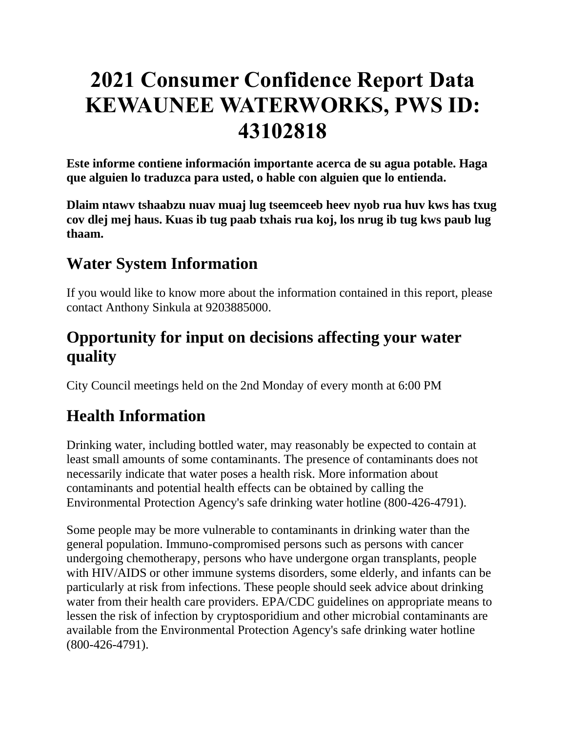# 2021 Consumer Confidence Report Data KEWAUNEE WATERWORKS, PWS ID: 43102818

**Este informe contiene información importante acerca de su agua potable. Haga que alguien lo traduzca para usted, o hable con alguien que lo entienda.**

**Dlaim ntawv tshaabzu nuav muaj lug tseemceeb heev nyob rua huv kws has txug cov dlej mej haus. Kuas ib tug paab txhais rua koj, los nrug ib tug kws paub lug thaam.**

## Water System Information

If you would like to know more about the information contained in this report, please contact Anthony Sinkula at 9203885000.

## Opportunity for input on decisions affecting your water quality

City Council meetings held on the 2nd Monday of every month at 6:00 PM

## Health Information

Drinking water, including bottled water, may reasonably be expected to contain at least small amounts of some contaminants. The presence of contaminants does not necessarily indicate that water poses a health risk. More information about contaminants and potential health effects can be obtained by calling the Environmental Protection Agency's safe drinking water hotline (800-426-4791).

Some people may be more vulnerable to contaminants in drinking water than the general population. Immuno-compromised persons such as persons with cancer undergoing chemotherapy, persons who have undergone organ transplants, people with HIV/AIDS or other immune systems disorders, some elderly, and infants can be particularly at risk from infections. These people should seek advice about drinking water from their health care providers. EPA/CDC guidelines on appropriate means to lessen the risk of infection by cryptosporidium and other microbial contaminants are available from the Environmental Protection Agency's safe drinking water hotline (800-426-4791).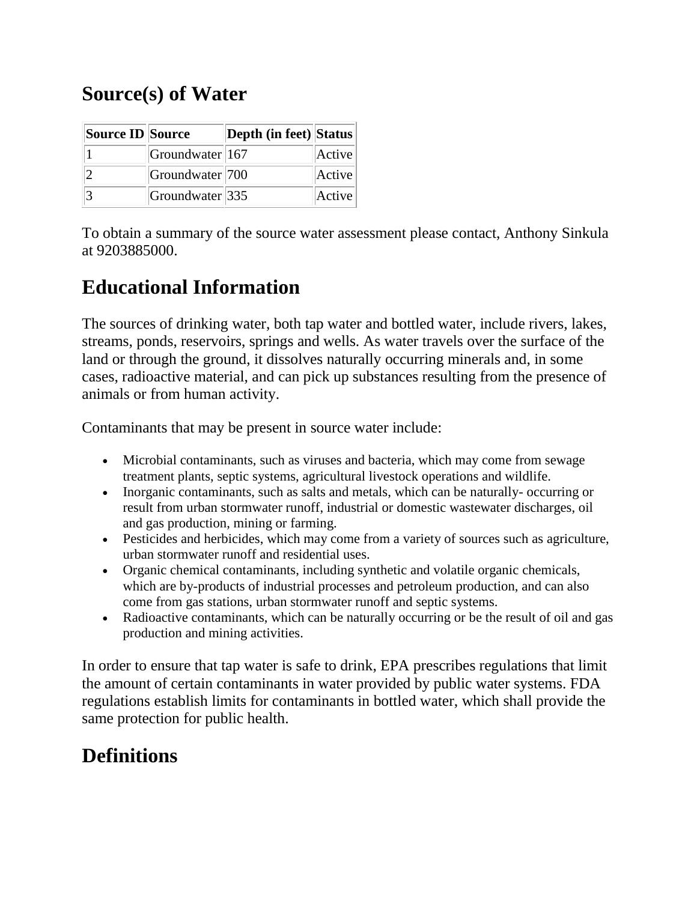## Source(s) of Water

| Source ID | Source | Depth (in feet) | Status |
|---|---|---|---|
| 1 | Groundwater | 167 | Active |
| 2 | Groundwater | 700 | Active |
| 3 | Groundwater | 335 | Active |

To obtain a summary of the source water assessment please contact, Anthony Sinkula at 9203885000.

## Educational Information

The sources of drinking water, both tap water and bottled water, include rivers, lakes, streams, ponds, reservoirs, springs and wells. As water travels over the surface of the land or through the ground, it dissolves naturally occurring minerals and, in some cases, radioactive material, and can pick up substances resulting from the presence of animals or from human activity.

Contaminants that may be present in source water include:

- Microbial contaminants, such as viruses and bacteria, which may come from sewage treatment plants, septic systems, agricultural livestock operations and wildlife.
- Inorganic contaminants, such as salts and metals, which can be naturally- occurring or result from urban stormwater runoff, industrial or domestic wastewater discharges, oil and gas production, mining or farming.
- Pesticides and herbicides, which may come from a variety of sources such as agriculture, urban stormwater runoff and residential uses.
- Organic chemical contaminants, including synthetic and volatile organic chemicals, which are by-products of industrial processes and petroleum production, and can also come from gas stations, urban stormwater runoff and septic systems.
- Radioactive contaminants, which can be naturally occurring or be the result of oil and gas production and mining activities.

In order to ensure that tap water is safe to drink, EPA prescribes regulations that limit the amount of certain contaminants in water provided by public water systems. FDA regulations establish limits for contaminants in bottled water, which shall provide the same protection for public health.

## Definitions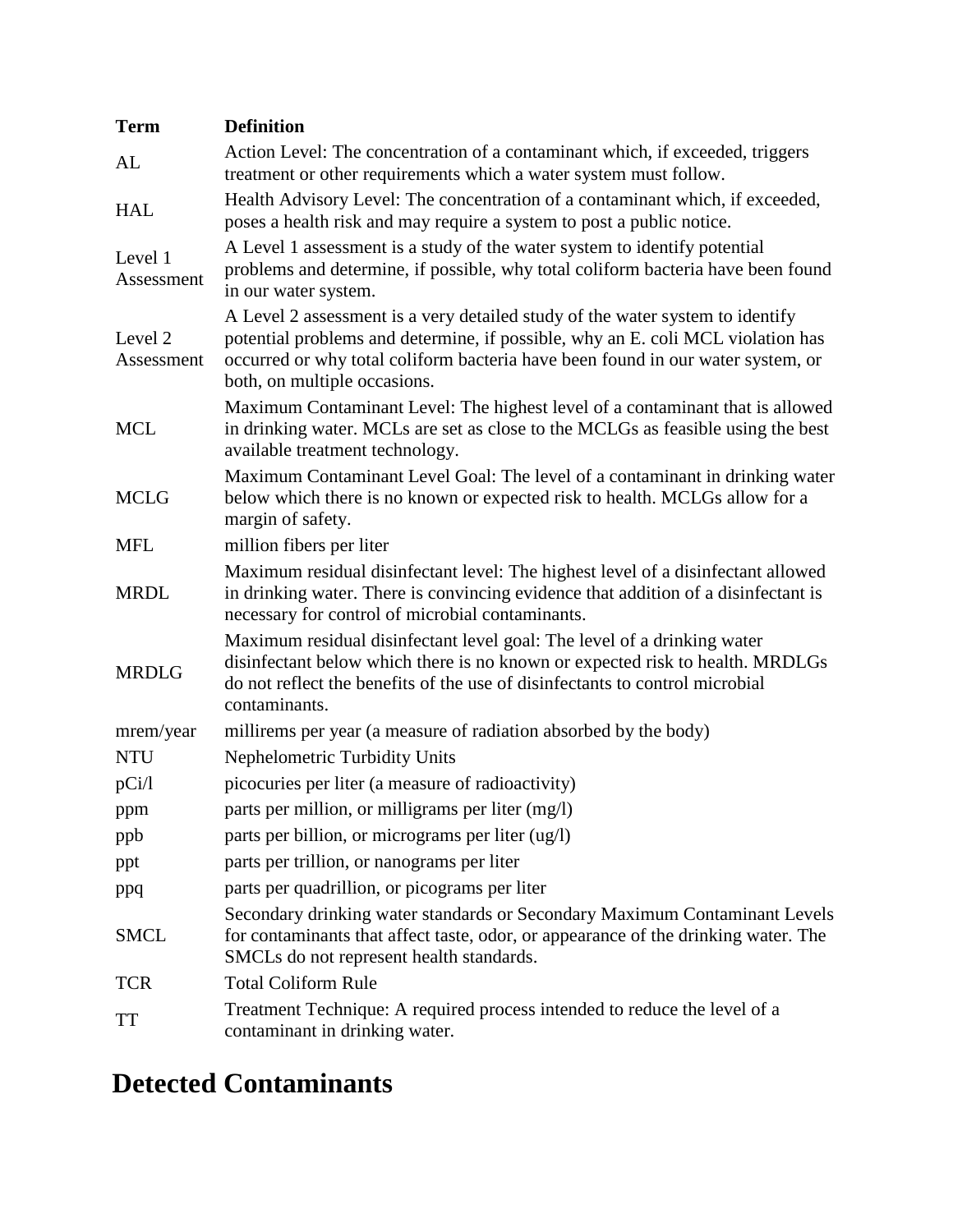| Term | Definition |
| --- | --- |
| AL | Action Level: The concentration of a contaminant which, if exceeded, triggers treatment or other requirements which a water system must follow. |
| HAL | Health Advisory Level: The concentration of a contaminant which, if exceeded, poses a health risk and may require a system to post a public notice. |
| Level 1 Assessment | A Level 1 assessment is a study of the water system to identify potential problems and determine, if possible, why total coliform bacteria have been found in our water system. |
| Level 2 Assessment | A Level 2 assessment is a very detailed study of the water system to identify potential problems and determine, if possible, why an E. coli MCL violation has occurred or why total coliform bacteria have been found in our water system, or both, on multiple occasions. |
| MCL | Maximum Contaminant Level: The highest level of a contaminant that is allowed in drinking water. MCLs are set as close to the MCLGs as feasible using the best available treatment technology. |
| MCLG | Maximum Contaminant Level Goal: The level of a contaminant in drinking water below which there is no known or expected risk to health. MCLGs allow for a margin of safety. |
| MFL | million fibers per liter |
| MRDL | Maximum residual disinfectant level: The highest level of a disinfectant allowed in drinking water. There is convincing evidence that addition of a disinfectant is necessary for control of microbial contaminants. |
| MRDLG | Maximum residual disinfectant level goal: The level of a drinking water disinfectant below which there is no known or expected risk to health. MRDLGs do not reflect the benefits of the use of disinfectants to control microbial contaminants. |
| mrem/year | millirems per year (a measure of radiation absorbed by the body) |
| NTU | Nephelometric Turbidity Units |
| pCi/l | picocuries per liter (a measure of radioactivity) |
| ppm | parts per million, or milligrams per liter (mg/l) |
| ppb | parts per billion, or micrograms per liter (ug/l) |
| ppt | parts per trillion, or nanograms per liter |
| ppq | parts per quadrillion, or picograms per liter |
| SMCL | Secondary drinking water standards or Secondary Maximum Contaminant Levels for contaminants that affect taste, odor, or appearance of the drinking water. The SMCLs do not represent health standards. |
| TCR | Total Coliform Rule |
| TT | Treatment Technique: A required process intended to reduce the level of a contaminant in drinking water. |

# Detected Contaminants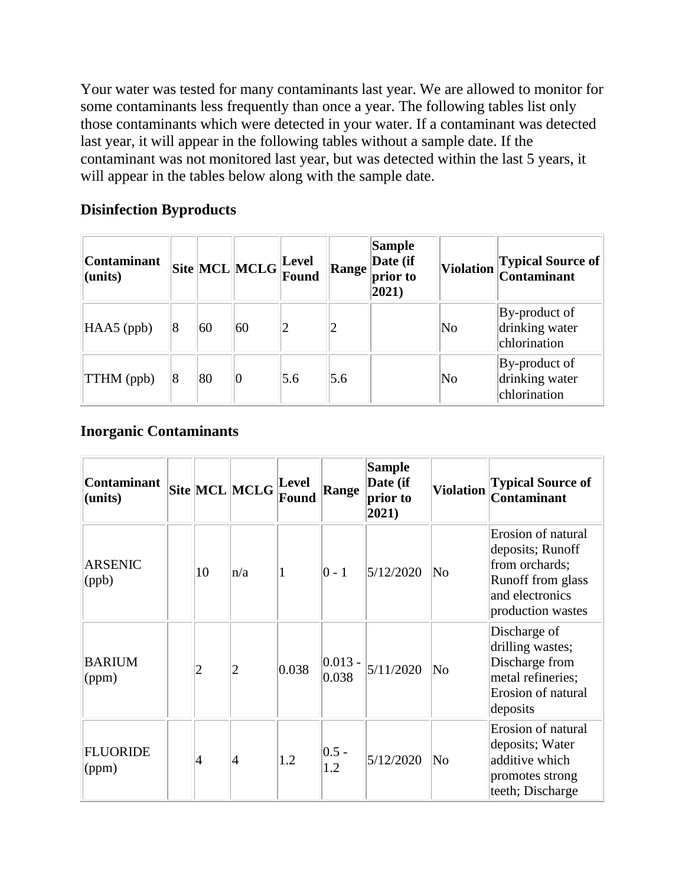Your water was tested for many contaminants last year. We are allowed to monitor for some contaminants less frequently than once a year. The following tables list only those contaminants which were detected in your water. If a contaminant was detected last year, it will appear in the following tables without a sample date. If the contaminant was not monitored last year, but was detected within the last 5 years, it will appear in the tables below along with the sample date.

### Disinfection Byproducts

| Contaminant (units) | Site | MCL | MCLG | Level Found | Range | Sample Date (if prior to 2021) | Violation | Typical Source of Contaminant |
|---|---|---|---|---|---|---|---|---|
| HAA5 (ppb) | 8 | 60 | 60 | 2 | 2 | | No | By-product of drinking water chlorination |
| TTHM (ppb) | 8 | 80 | 0 | 5.6 | 5.6 | | No | By-product of drinking water chlorination |

### Inorganic Contaminants

| Contaminant (units) | Site | MCL | MCLG | Level Found | Range | Sample Date (if prior to 2021) | Violation | Typical Source of Contaminant |
|---|---|---|---|---|---|---|---|---|
| ARSENIC (ppb) | | 10 | n/a | 1 | 0 - 1 | 5/12/2020 | No | Erosion of natural deposits; Runoff from orchards; Runoff from glass and electronics production wastes |
| BARIUM (ppm) | | 2 | 2 | 0.038 | 0.013 - 0.038 | 5/11/2020 | No | Discharge of drilling wastes; Discharge from metal refineries; Erosion of natural deposits |
| FLUORIDE (ppm) | | 4 | 4 | 1.2 | 0.5 - 1.2 | 5/12/2020 | No | Erosion of natural deposits; Water additive which promotes strong teeth; Discharge |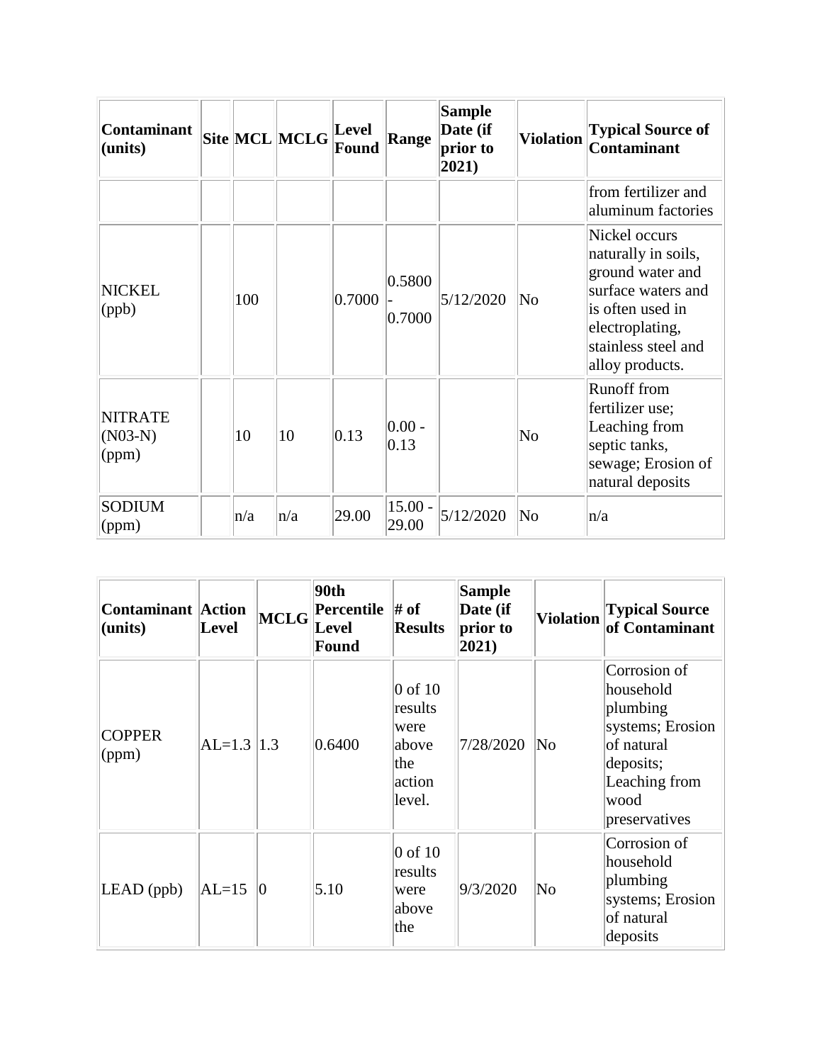| Contaminant (units) | Site | MCL | MCLG | Level Found | Range | Sample Date (if prior to 2021) | Violation | Typical Source of Contaminant |
|---|---|---|---|---|---|---|---|---|
| | | | | | | | | from fertilizer and aluminum factories |
| NICKEL (ppb) | | 100 | | 0.7000 | 0.5800 - 0.7000 | 5/12/2020 | No | Nickel occurs naturally in soils, ground water and surface waters and is often used in electroplating, stainless steel and alloy products. |
| NITRATE (N03-N) (ppm) | | 10 | 10 | 0.13 | 0.00 - 0.13 | | No | Runoff from fertilizer use; Leaching from septic tanks, sewage; Erosion of natural deposits |
| SODIUM (ppm) | | n/a | n/a | 29.00 | 15.00 - 29.00 | 5/12/2020 | No | n/a |

| Contaminant (units) | Action Level | MCLG | 90th Percentile Level Found | # of Results | Sample Date (if prior to 2021) | Violation | Typical Source of Contaminant |
|---|---|---|---|---|---|---|---|
| COPPER (ppm) | AL=1.3 | 1.3 | 0.6400 | 0 of 10 results were above the action level. | 7/28/2020 | No | Corrosion of household plumbing systems; Erosion of natural deposits; Leaching from wood preservatives |
| LEAD (ppb) | AL=15 | 0 | 5.10 | 0 of 10 results were above the | 9/3/2020 | No | Corrosion of household plumbing systems; Erosion of natural deposits |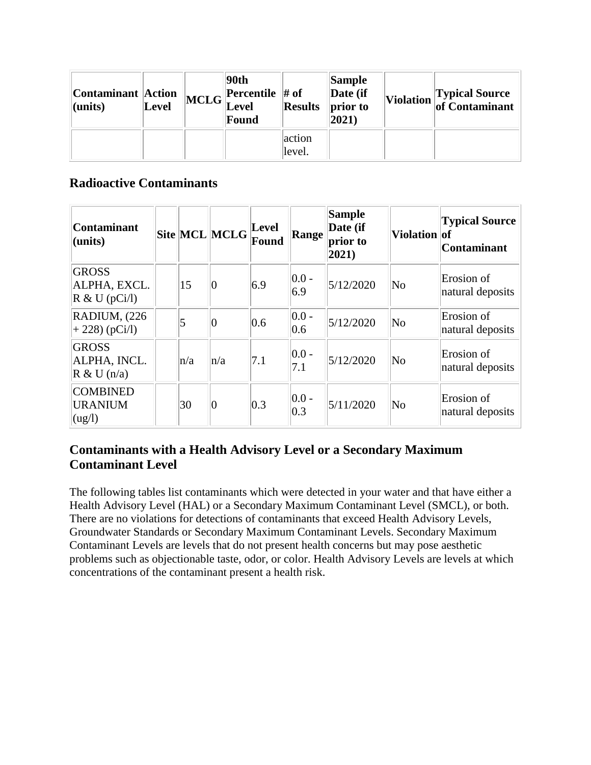| Contaminant (units) | Action Level | MCLG | 90th Percentile Level Found | # of Results | Sample Date (if prior to 2021) | Violation | Typical Source of Contaminant |
|---|---|---|---|---|---|---|---|
| | | | | action level. | | | |

### Radioactive Contaminants

| Contaminant (units) | Site | MCL | MCLG | Level Found | Range | Sample Date (if prior to 2021) | Violation | Typical Source of Contaminant |
|---|---|---|---|---|---|---|---|---|
| GROSS ALPHA, EXCL. R & U (pCi/l) | | 15 | 0 | 6.9 | 0.0 - 6.9 | 5/12/2020 | No | Erosion of natural deposits |
| RADIUM, (226 + 228) (pCi/l) | | 5 | 0 | 0.6 | 0.0 - 0.6 | 5/12/2020 | No | Erosion of natural deposits |
| GROSS ALPHA, INCL. R & U (n/a) | | n/a | n/a | 7.1 | 0.0 - 7.1 | 5/12/2020 | No | Erosion of natural deposits |
| COMBINED URANIUM (ug/l) | | 30 | 0 | 0.3 | 0.0 - 0.3 | 5/11/2020 | No | Erosion of natural deposits |

### Contaminants with a Health Advisory Level or a Secondary Maximum Contaminant Level

The following tables list contaminants which were detected in your water and that have either a Health Advisory Level (HAL) or a Secondary Maximum Contaminant Level (SMCL), or both. There are no violations for detections of contaminants that exceed Health Advisory Levels, Groundwater Standards or Secondary Maximum Contaminant Levels. Secondary Maximum Contaminant Levels are levels that do not present health concerns but may pose aesthetic problems such as objectionable taste, odor, or color. Health Advisory Levels are levels at which concentrations of the contaminant present a health risk.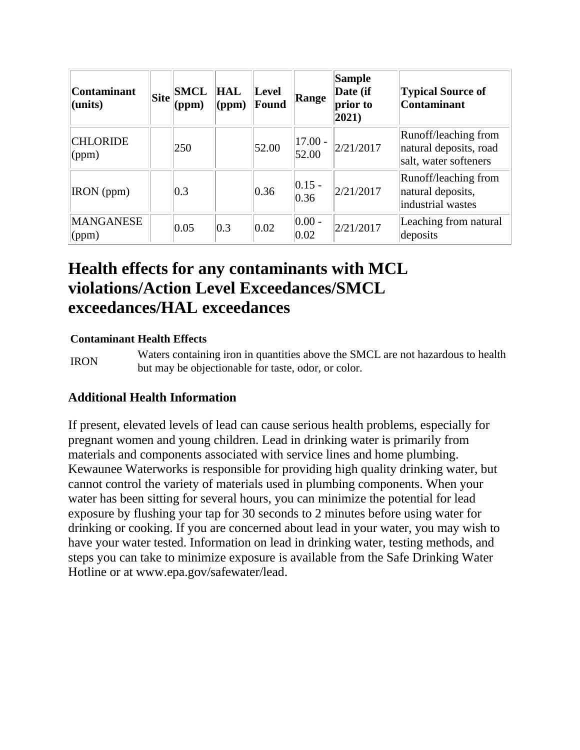| Contaminant (units) | Site | SMCL (ppm) | HAL (ppm) | Level Found | Range | Sample Date (if prior to 2021) | Typical Source of Contaminant |
|---|---|---|---|---|---|---|---|
| CHLORIDE (ppm) | | 250 | | 52.00 | 17.00 - 52.00 | 2/21/2017 | Runoff/leaching from natural deposits, road salt, water softeners |
| IRON (ppm) | | 0.3 | | 0.36 | 0.15 - 0.36 | 2/21/2017 | Runoff/leaching from natural deposits, industrial wastes |
| MANGANESE (ppm) | | 0.05 | 0.3 | 0.02 | 0.00 - 0.02 | 2/21/2017 | Leaching from natural deposits |

## Health effects for any contaminants with MCL violations/Action Level Exceedances/SMCL exceedances/HAL exceedances

| Contaminant | Health Effects |
|---|---|
| IRON | Waters containing iron in quantities above the SMCL are not hazardous to health but may be objectionable for taste, odor, or color. |

### Additional Health Information

If present, elevated levels of lead can cause serious health problems, especially for pregnant women and young children. Lead in drinking water is primarily from materials and components associated with service lines and home plumbing. Kewaunee Waterworks is responsible for providing high quality drinking water, but cannot control the variety of materials used in plumbing components. When your water has been sitting for several hours, you can minimize the potential for lead exposure by flushing your tap for 30 seconds to 2 minutes before using water for drinking or cooking. If you are concerned about lead in your water, you may wish to have your water tested. Information on lead in drinking water, testing methods, and steps you can take to minimize exposure is available from the Safe Drinking Water Hotline or at www.epa.gov/safewater/lead.